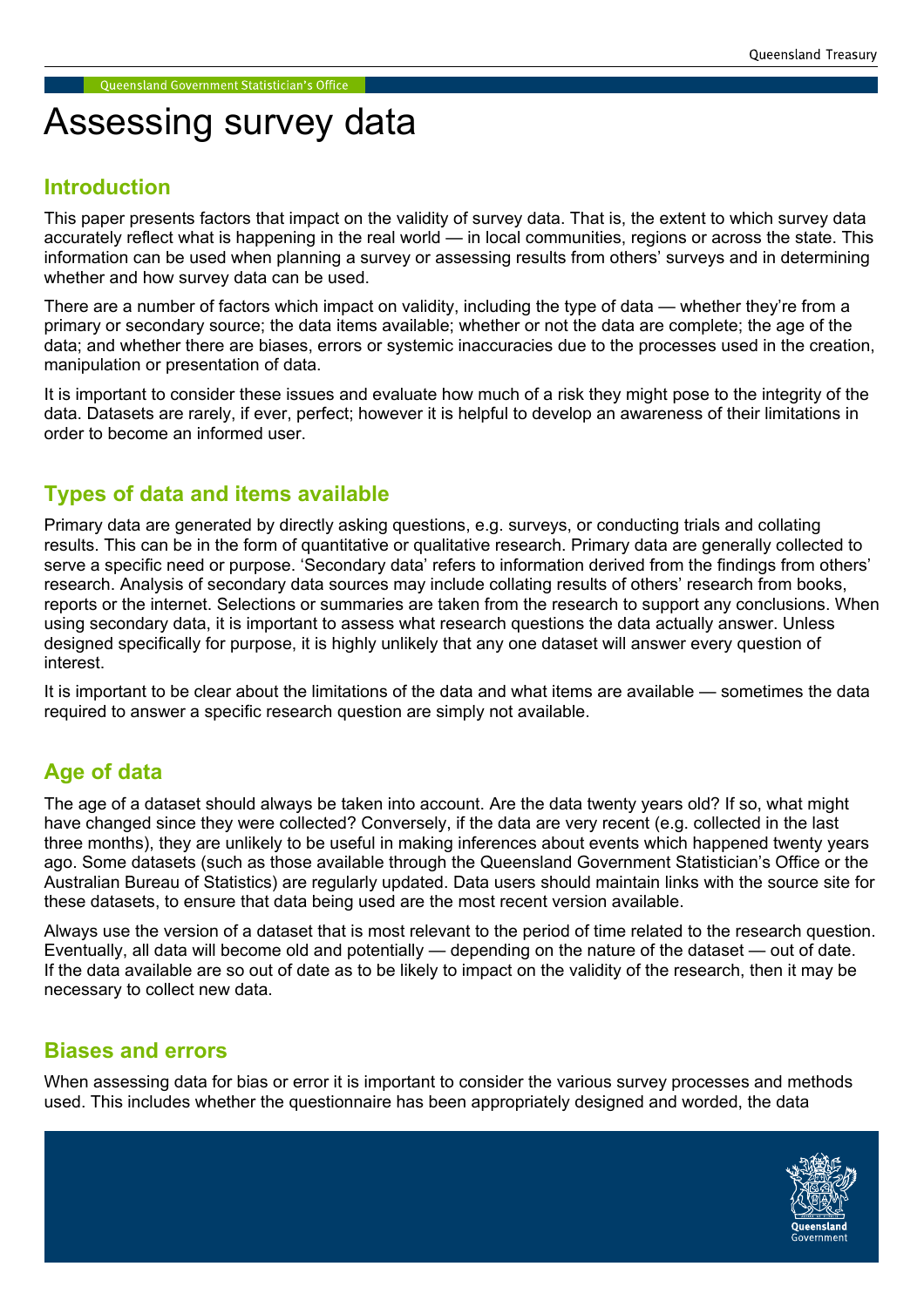# Assessing survey data

## Introduction

This paper presents factors that impact on the validity of survey data. That is, the extent to which survey data accurately reflect what is happening in the real world — in local communities, regions or across the state. This information can be used when planning a survey or assessing results from others' surveys and in determining whether and how survey data can be used.

There are a number of factors which impact on validity, including the type of data — whether they're from a primary or secondary source; the data items available; whether or not the data are complete; the age of the data; and whether there are biases, errors or systemic inaccuracies due to the processes used in the creation, manipulation or presentation of data.

It is important to consider these issues and evaluate how much of a risk they might pose to the integrity of the data. Datasets are rarely, if ever, perfect; however it is helpful to develop an awareness of their limitations in order to become an informed user.

## Types of data and items available

Primary data are generated by directly asking questions, e.g. surveys, or conducting trials and collating results. This can be in the form of quantitative or qualitative research. Primary data are generally collected to serve a specific need or purpose. 'Secondary data' refers to information derived from the findings from others' research. Analysis of secondary data sources may include collating results of others' research from books, reports or the internet. Selections or summaries are taken from the research to support any conclusions. When using secondary data, it is important to assess what research questions the data actually answer. Unless designed specifically for purpose, it is highly unlikely that any one dataset will answer every question of interest.

It is important to be clear about the limitations of the data and what items are available — sometimes the data required to answer a specific research question are simply not available.

## Age of data

The age of a dataset should always be taken into account. Are the data twenty years old? If so, what might have changed since they were collected? Conversely, if the data are very recent (e.g. collected in the last three months), they are unlikely to be useful in making inferences about events which happened twenty years ago. Some datasets (such as those available through the Queensland Government Statistician's Office or the Australian Bureau of Statistics) are regularly updated. Data users should maintain links with the source site for these datasets, to ensure that data being used are the most recent version available.

Always use the version of a dataset that is most relevant to the period of time related to the research question. Eventually, all data will become old and potentially — depending on the nature of the dataset — out of date. If the data available are so out of date as to be likely to impact on the validity of the research, then it may be necessary to collect new data.

## Biases and errors

When assessing data for bias or error it is important to consider the various survey processes and methods used. This includes whether the questionnaire has been appropriately designed and worded, the data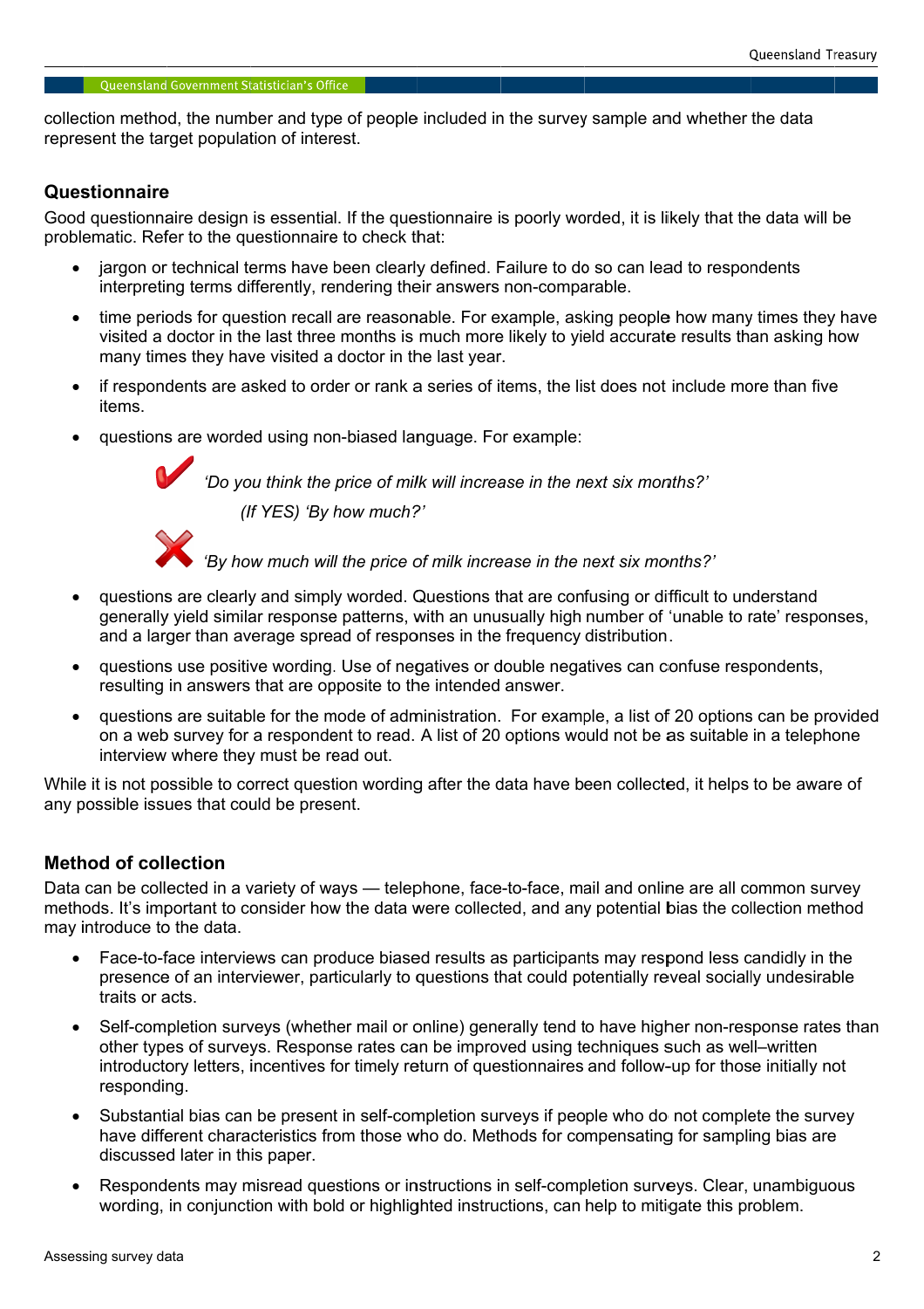collection method, the number and type of people included in the survey sample and whether the data represent the target population of interest.

### Questionnaire

Good questionnaire design is essential. If the questionnaire is poorly worded, it is likely that the data will be problematic. Refer to the questionnaire to check that:

- jargon or technical terms have been clearly defined. Failure to do so can lead to respondents interpreting terms differently, rendering their answers non-comparable.
- time periods for question recall are reasonable. For example, asking people how many times they have visited a doctor in the last three months is much more likely to yield accurate results than asking how many times they have visited a doctor in the last year.
- if respondents are asked to order or rank a series of items, the list does not include more than five items.
- questions are worded using non-biased language. For example:

  ✔ *'Do you think the price of milk will increase in the next six months?'*

  *(If YES) 'By how much?'*

  ✘ *'By how much will the price of milk increase in the next six months?'*

- questions are clearly and simply worded. Questions that are confusing or difficult to understand generally yield similar response patterns, with an unusually high number of 'unable to rate' responses, and a larger than average spread of responses in the frequency distribution.
- questions use positive wording. Use of negatives or double negatives can confuse respondents, resulting in answers that are opposite to the intended answer.
- questions are suitable for the mode of administration. For example, a list of 20 options can be provided on a web survey for a respondent to read. A list of 20 options would not be as suitable in a telephone interview where they must be read out.

While it is not possible to correct question wording after the data have been collected, it helps to be aware of any possible issues that could be present.

### Method of collection

Data can be collected in a variety of ways — telephone, face-to-face, mail and online are all common survey methods. It's important to consider how the data were collected, and any potential bias the collection method may introduce to the data.

- Face-to-face interviews can produce biased results as participants may respond less candidly in the presence of an interviewer, particularly to questions that could potentially reveal socially undesirable traits or acts.
- Self-completion surveys (whether mail or online) generally tend to have higher non-response rates than other types of surveys. Response rates can be improved using techniques such as well–written introductory letters, incentives for timely return of questionnaires and follow-up for those initially not responding.
- Substantial bias can be present in self-completion surveys if people who do not complete the survey have different characteristics from those who do. Methods for compensating for sampling bias are discussed later in this paper.
- Respondents may misread questions or instructions in self-completion surveys. Clear, unambiguous wording, in conjunction with bold or highlighted instructions, can help to mitigate this problem.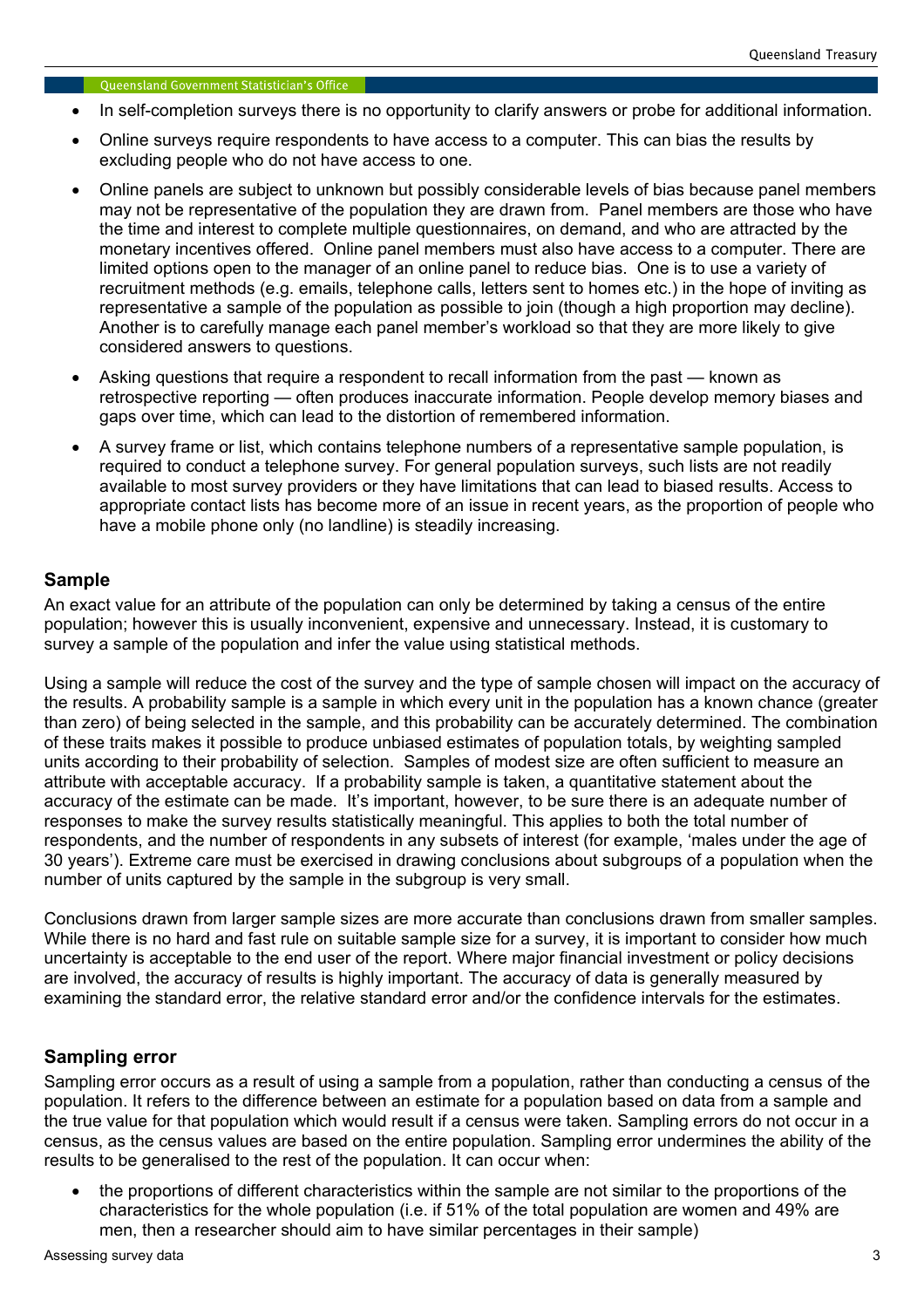- In self-completion surveys there is no opportunity to clarify answers or probe for additional information.
- Online surveys require respondents to have access to a computer. This can bias the results by excluding people who do not have access to one.
- Online panels are subject to unknown but possibly considerable levels of bias because panel members may not be representative of the population they are drawn from. Panel members are those who have the time and interest to complete multiple questionnaires, on demand, and who are attracted by the monetary incentives offered. Online panel members must also have access to a computer. There are limited options open to the manager of an online panel to reduce bias. One is to use a variety of recruitment methods (e.g. emails, telephone calls, letters sent to homes etc.) in the hope of inviting as representative a sample of the population as possible to join (though a high proportion may decline). Another is to carefully manage each panel member's workload so that they are more likely to give considered answers to questions.
- Asking questions that require a respondent to recall information from the past — known as retrospective reporting — often produces inaccurate information. People develop memory biases and gaps over time, which can lead to the distortion of remembered information.
- A survey frame or list, which contains telephone numbers of a representative sample population, is required to conduct a telephone survey. For general population surveys, such lists are not readily available to most survey providers or they have limitations that can lead to biased results. Access to appropriate contact lists has become more of an issue in recent years, as the proportion of people who have a mobile phone only (no landline) is steadily increasing.

## Sample

An exact value for an attribute of the population can only be determined by taking a census of the entire population; however this is usually inconvenient, expensive and unnecessary. Instead, it is customary to survey a sample of the population and infer the value using statistical methods.

Using a sample will reduce the cost of the survey and the type of sample chosen will impact on the accuracy of the results. A probability sample is a sample in which every unit in the population has a known chance (greater than zero) of being selected in the sample, and this probability can be accurately determined. The combination of these traits makes it possible to produce unbiased estimates of population totals, by weighting sampled units according to their probability of selection. Samples of modest size are often sufficient to measure an attribute with acceptable accuracy. If a probability sample is taken, a quantitative statement about the accuracy of the estimate can be made. It's important, however, to be sure there is an adequate number of responses to make the survey results statistically meaningful. This applies to both the total number of respondents, and the number of respondents in any subsets of interest (for example, 'males under the age of 30 years'). Extreme care must be exercised in drawing conclusions about subgroups of a population when the number of units captured by the sample in the subgroup is very small.

Conclusions drawn from larger sample sizes are more accurate than conclusions drawn from smaller samples. While there is no hard and fast rule on suitable sample size for a survey, it is important to consider how much uncertainty is acceptable to the end user of the report. Where major financial investment or policy decisions are involved, the accuracy of results is highly important. The accuracy of data is generally measured by examining the standard error, the relative standard error and/or the confidence intervals for the estimates.

## Sampling error

Sampling error occurs as a result of using a sample from a population, rather than conducting a census of the population. It refers to the difference between an estimate for a population based on data from a sample and the true value for that population which would result if a census were taken. Sampling errors do not occur in a census, as the census values are based on the entire population. Sampling error undermines the ability of the results to be generalised to the rest of the population. It can occur when:

- the proportions of different characteristics within the sample are not similar to the proportions of the characteristics for the whole population (i.e. if 51% of the total population are women and 49% are men, then a researcher should aim to have similar percentages in their sample)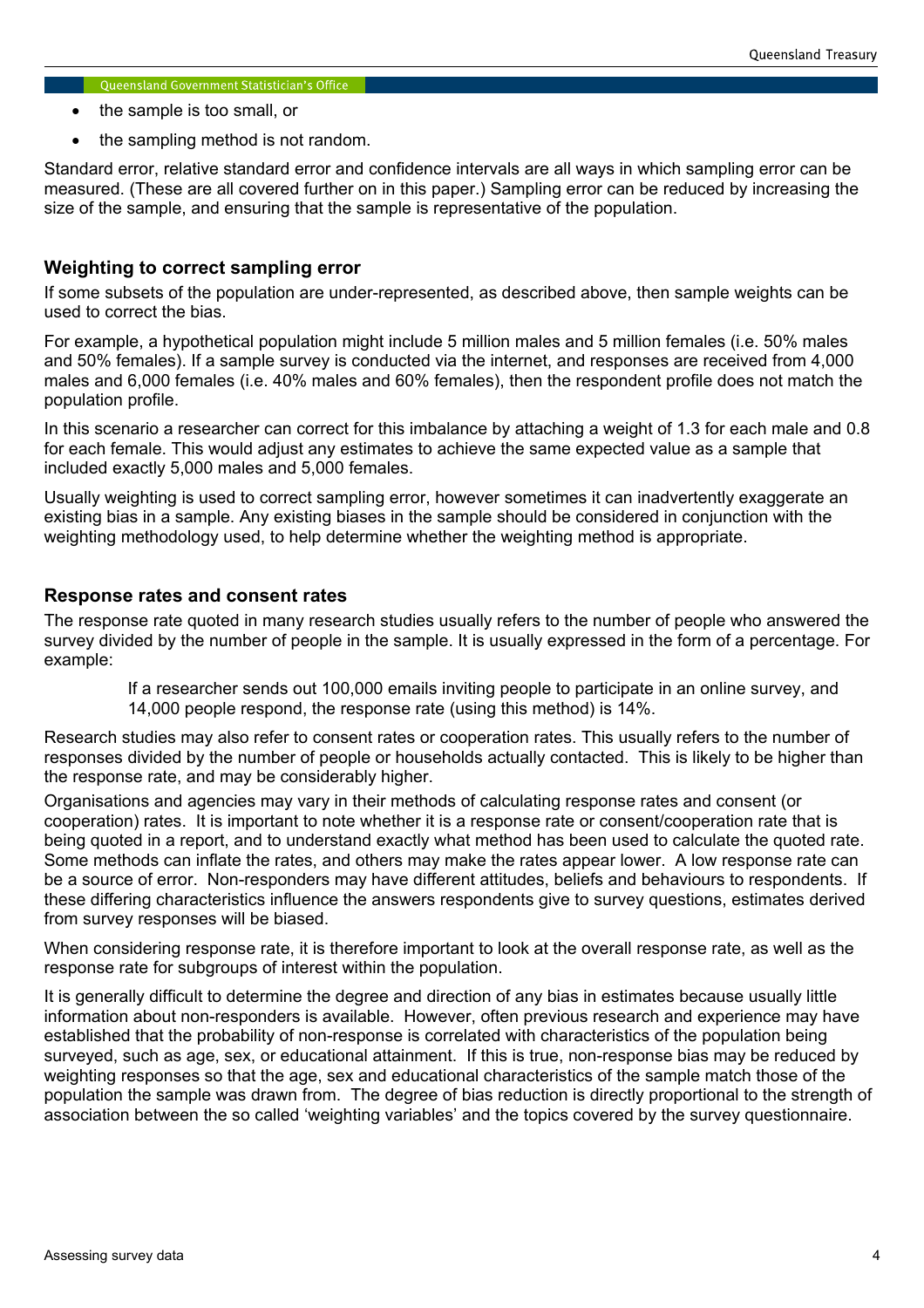- the sample is too small, or
- the sampling method is not random.

Standard error, relative standard error and confidence intervals are all ways in which sampling error can be measured. (These are all covered further on in this paper.) Sampling error can be reduced by increasing the size of the sample, and ensuring that the sample is representative of the population.

### Weighting to correct sampling error

If some subsets of the population are under-represented, as described above, then sample weights can be used to correct the bias.

For example, a hypothetical population might include 5 million males and 5 million females (i.e. 50% males and 50% females). If a sample survey is conducted via the internet, and responses are received from 4,000 males and 6,000 females (i.e. 40% males and 60% females), then the respondent profile does not match the population profile.

In this scenario a researcher can correct for this imbalance by attaching a weight of 1.3 for each male and 0.8 for each female. This would adjust any estimates to achieve the same expected value as a sample that included exactly 5,000 males and 5,000 females.

Usually weighting is used to correct sampling error, however sometimes it can inadvertently exaggerate an existing bias in a sample. Any existing biases in the sample should be considered in conjunction with the weighting methodology used, to help determine whether the weighting method is appropriate.

### Response rates and consent rates

The response rate quoted in many research studies usually refers to the number of people who answered the survey divided by the number of people in the sample. It is usually expressed in the form of a percentage. For example:

> If a researcher sends out 100,000 emails inviting people to participate in an online survey, and 14,000 people respond, the response rate (using this method) is 14%.

Research studies may also refer to consent rates or cooperation rates. This usually refers to the number of responses divided by the number of people or households actually contacted. This is likely to be higher than the response rate, and may be considerably higher.

Organisations and agencies may vary in their methods of calculating response rates and consent (or cooperation) rates. It is important to note whether it is a response rate or consent/cooperation rate that is being quoted in a report, and to understand exactly what method has been used to calculate the quoted rate. Some methods can inflate the rates, and others may make the rates appear lower. A low response rate can be a source of error. Non-responders may have different attitudes, beliefs and behaviours to respondents. If these differing characteristics influence the answers respondents give to survey questions, estimates derived from survey responses will be biased.

When considering response rate, it is therefore important to look at the overall response rate, as well as the response rate for subgroups of interest within the population.

It is generally difficult to determine the degree and direction of any bias in estimates because usually little information about non-responders is available. However, often previous research and experience may have established that the probability of non-response is correlated with characteristics of the population being surveyed, such as age, sex, or educational attainment. If this is true, non-response bias may be reduced by weighting responses so that the age, sex and educational characteristics of the sample match those of the population the sample was drawn from. The degree of bias reduction is directly proportional to the strength of association between the so called 'weighting variables' and the topics covered by the survey questionnaire.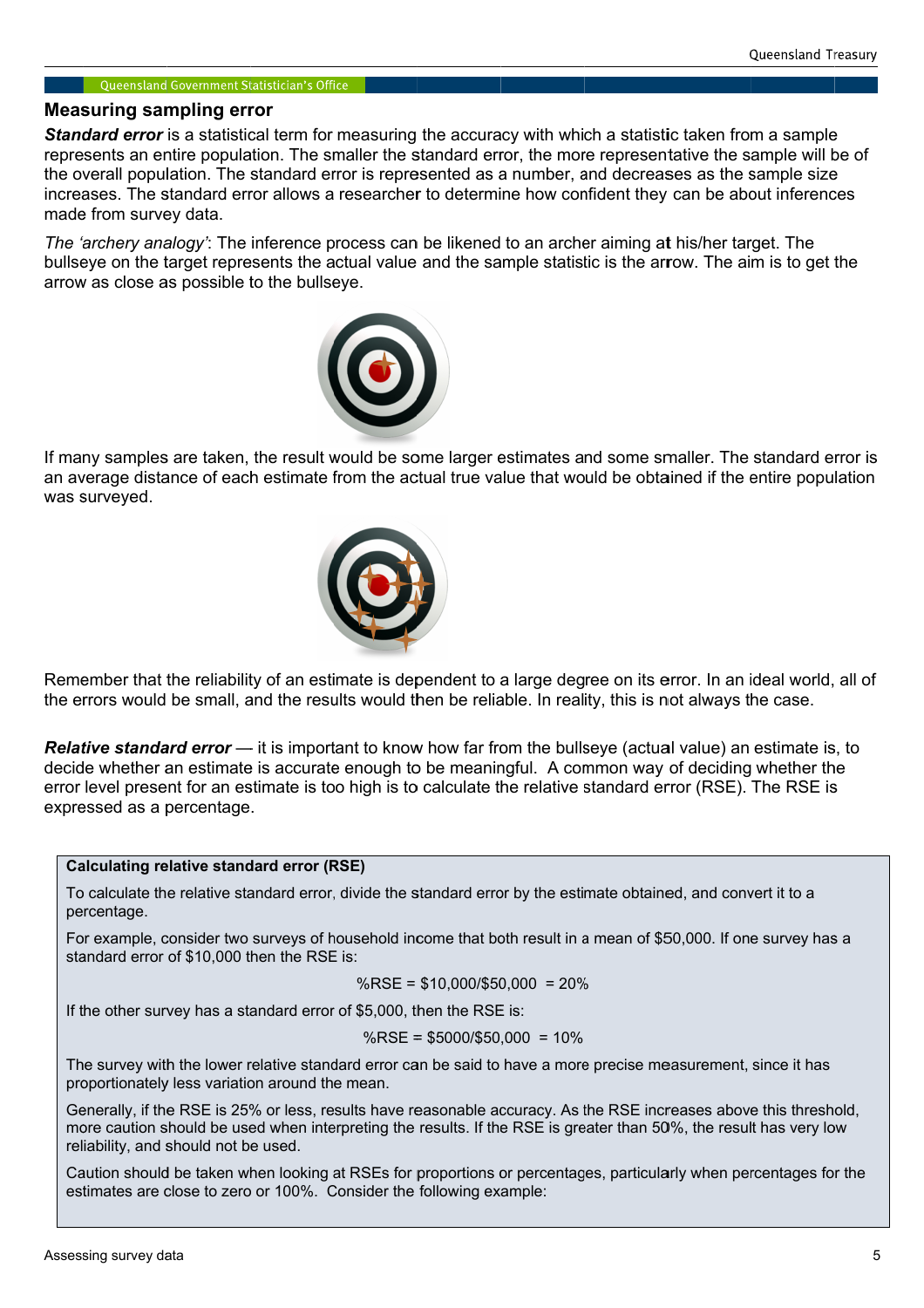## Measuring sampling error

***Standard error*** is a statistical term for measuring the accuracy with which a statistic taken from a sample represents an entire population. The smaller the standard error, the more representative the sample will be of the overall population. The standard error is represented as a number, and decreases as the sample size increases. The standard error allows a researcher to determine how confident they can be about inferences made from survey data.

*The 'archery analogy'*: The inference process can be likened to an archer aiming at his/her target. The bullseye on the target represents the actual value and the sample statistic is the arrow. The aim is to get the arrow as close as possible to the bullseye.

If many samples are taken, the result would be some larger estimates and some smaller. The standard error is an average distance of each estimate from the actual true value that would be obtained if the entire population was surveyed.

Remember that the reliability of an estimate is dependent to a large degree on its error. In an ideal world, all of the errors would be small, and the results would then be reliable. In reality, this is not always the case.

***Relative standard error*** — it is important to know how far from the bullseye (actual value) an estimate is, to decide whether an estimate is accurate enough to be meaningful. A common way of deciding whether the error level present for an estimate is too high is to calculate the relative standard error (RSE). The RSE is expressed as a percentage.

**Calculating relative standard error (RSE)**

To calculate the relative standard error, divide the standard error by the estimate obtained, and convert it to a percentage.

For example, consider two surveys of household income that both result in a mean of $50,000. If one survey has a standard error of $10,000 then the RSE is:

$$\%RSE = \$10{,}000/\$50{,}000 = 20\%$$

If the other survey has a standard error of $5,000, then the RSE is:

$$\%RSE = \$5000/\$50{,}000 = 10\%$$

The survey with the lower relative standard error can be said to have a more precise measurement, since it has proportionately less variation around the mean.

Generally, if the RSE is 25% or less, results have reasonable accuracy. As the RSE increases above this threshold, more caution should be used when interpreting the results. If the RSE is greater than 50%, the result has very low reliability, and should not be used.

Caution should be taken when looking at RSEs for proportions or percentages, particularly when percentages for the estimates are close to zero or 100%. Consider the following example: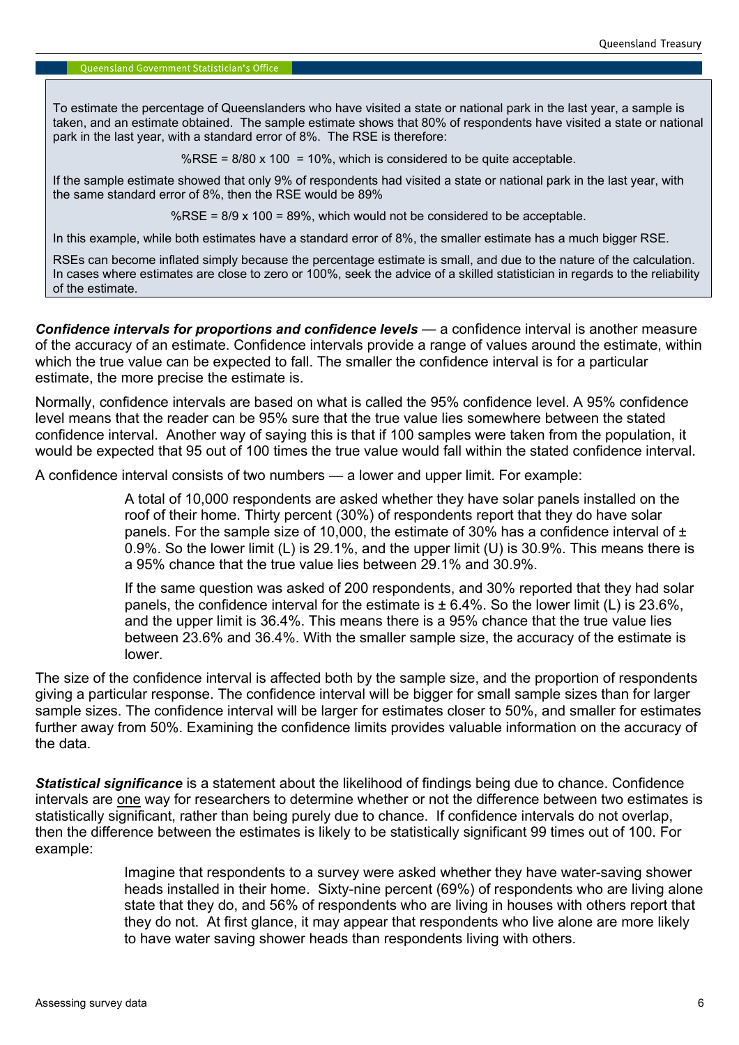> To estimate the percentage of Queenslanders who have visited a state or national park in the last year, a sample is taken, and an estimate obtained. The sample estimate shows that 80% of respondents have visited a state or national park in the last year, with a standard error of 8%. The RSE is therefore:
>
> $$\%RSE = 8/80 \times 100 = 10\%$$, which is considered to be quite acceptable.
>
> If the sample estimate showed that only 9% of respondents had visited a state or national park in the last year, with the same standard error of 8%, then the RSE would be 89%
>
> $$\%RSE = 8/9 \times 100 = 89\%$$, which would not be considered to be acceptable.
>
> In this example, while both estimates have a standard error of 8%, the smaller estimate has a much bigger RSE.
>
> RSEs can become inflated simply because the percentage estimate is small, and due to the nature of the calculation. In cases where estimates are close to zero or 100%, seek the advice of a skilled statistician in regards to the reliability of the estimate.

***Confidence intervals for proportions and confidence levels*** — a confidence interval is another measure of the accuracy of an estimate. Confidence intervals provide a range of values around the estimate, within which the true value can be expected to fall. The smaller the confidence interval is for a particular estimate, the more precise the estimate is.

Normally, confidence intervals are based on what is called the 95% confidence level. A 95% confidence level means that the reader can be 95% sure that the true value lies somewhere between the stated confidence interval. Another way of saying this is that if 100 samples were taken from the population, it would be expected that 95 out of 100 times the true value would fall within the stated confidence interval.

A confidence interval consists of two numbers — a lower and upper limit. For example:

> A total of 10,000 respondents are asked whether they have solar panels installed on the roof of their home. Thirty percent (30%) of respondents report that they do have solar panels. For the sample size of 10,000, the estimate of 30% has a confidence interval of ± 0.9%. So the lower limit (L) is 29.1%, and the upper limit (U) is 30.9%. This means there is a 95% chance that the true value lies between 29.1% and 30.9%.
>
> If the same question was asked of 200 respondents, and 30% reported that they had solar panels, the confidence interval for the estimate is ± 6.4%. So the lower limit (L) is 23.6%, and the upper limit is 36.4%. This means there is a 95% chance that the true value lies between 23.6% and 36.4%. With the smaller sample size, the accuracy of the estimate is lower.

The size of the confidence interval is affected both by the sample size, and the proportion of respondents giving a particular response. The confidence interval will be bigger for small sample sizes than for larger sample sizes. The confidence interval will be larger for estimates closer to 50%, and smaller for estimates further away from 50%. Examining the confidence limits provides valuable information on the accuracy of the data.

***Statistical significance*** is a statement about the likelihood of findings being due to chance. Confidence intervals are one way for researchers to determine whether or not the difference between two estimates is statistically significant, rather than being purely due to chance. If confidence intervals do not overlap, then the difference between the estimates is likely to be statistically significant 99 times out of 100. For example:

> Imagine that respondents to a survey were asked whether they have water-saving shower heads installed in their home. Sixty-nine percent (69%) of respondents who are living alone state that they do, and 56% of respondents who are living in houses with others report that they do not. At first glance, it may appear that respondents who live alone are more likely to have water saving shower heads than respondents living with others.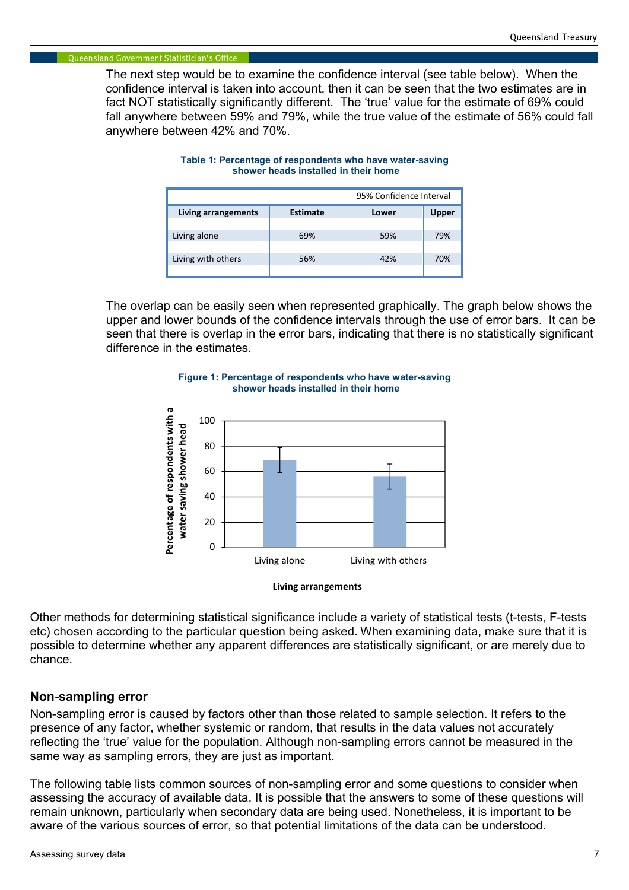The next step would be to examine the confidence interval (see table below). When the confidence interval is taken into account, then it can be seen that the two estimates are in fact NOT statistically significantly different. The 'true' value for the estimate of 69% could fall anywhere between 59% and 79%, while the true value of the estimate of 56% could fall anywhere between 42% and 70%.

**Table 1: Percentage of respondents who have water-saving shower heads installed in their home**

| | | 95% Confidence Interval | |
|---|---|---|---|
| **Living arrangements** | **Estimate** | **Lower** | **Upper** |
| Living alone | 69% | 59% | 79% |
| Living with others | 56% | 42% | 70% |

The overlap can be easily seen when represented graphically. The graph below shows the upper and lower bounds of the confidence intervals through the use of error bars. It can be seen that there is overlap in the error bars, indicating that there is no statistically significant difference in the estimates.

**Figure 1: Percentage of respondents who have water-saving shower heads installed in their home**

Other methods for determining statistical significance include a variety of statistical tests (t-tests, F-tests etc) chosen according to the particular question being asked. When examining data, make sure that it is possible to determine whether any apparent differences are statistically significant, or are merely due to chance.

## Non-sampling error

Non-sampling error is caused by factors other than those related to sample selection. It refers to the presence of any factor, whether systemic or random, that results in the data values not accurately reflecting the 'true' value for the population. Although non-sampling errors cannot be measured in the same way as sampling errors, they are just as important.

The following table lists common sources of non-sampling error and some questions to consider when assessing the accuracy of available data. It is possible that the answers to some of these questions will remain unknown, particularly when secondary data are being used. Nonetheless, it is important to be aware of the various sources of error, so that potential limitations of the data can be understood.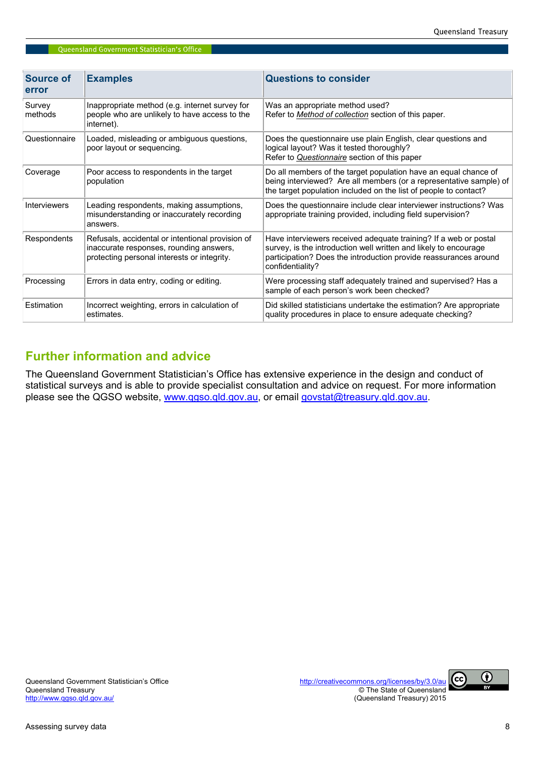| Source of error | Examples | Questions to consider |
|---|---|---|
| Survey methods | Inappropriate method (e.g. internet survey for people who are unlikely to have access to the internet). | Was an appropriate method used? Refer to *Method of collection* section of this paper. |
| Questionnaire | Loaded, misleading or ambiguous questions, poor layout or sequencing. | Does the questionnaire use plain English, clear questions and logical layout? Was it tested thoroughly? Refer to *Questionnaire* section of this paper |
| Coverage | Poor access to respondents in the target population | Do all members of the target population have an equal chance of being interviewed? Are all members (or a representative sample) of the target population included on the list of people to contact? |
| Interviewers | Leading respondents, making assumptions, misunderstanding or inaccurately recording answers. | Does the questionnaire include clear interviewer instructions? Was appropriate training provided, including field supervision? |
| Respondents | Refusals, accidental or intentional provision of inaccurate responses, rounding answers, protecting personal interests or integrity. | Have interviewers received adequate training? If a web or postal survey, is the introduction well written and likely to encourage participation? Does the introduction provide reassurances around confidentiality? |
| Processing | Errors in data entry, coding or editing. | Were processing staff adequately trained and supervised? Has a sample of each person's work been checked? |
| Estimation | Incorrect weighting, errors in calculation of estimates. | Did skilled statisticians undertake the estimation? Are appropriate quality procedures in place to ensure adequate checking? |

## Further information and advice

The Queensland Government Statistician's Office has extensive experience in the design and conduct of statistical surveys and is able to provide specialist consultation and advice on request. For more information please see the QGSO website, www.qgso.qld.gov.au, or email govstat@treasury.qld.gov.au.

Queensland Government Statistician's Office
Queensland Treasury
http://www.qgso.qld.gov.au/

http://creativecommons.org/licenses/by/3.0/au
© The State of Queensland
(Queensland Treasury) 2015